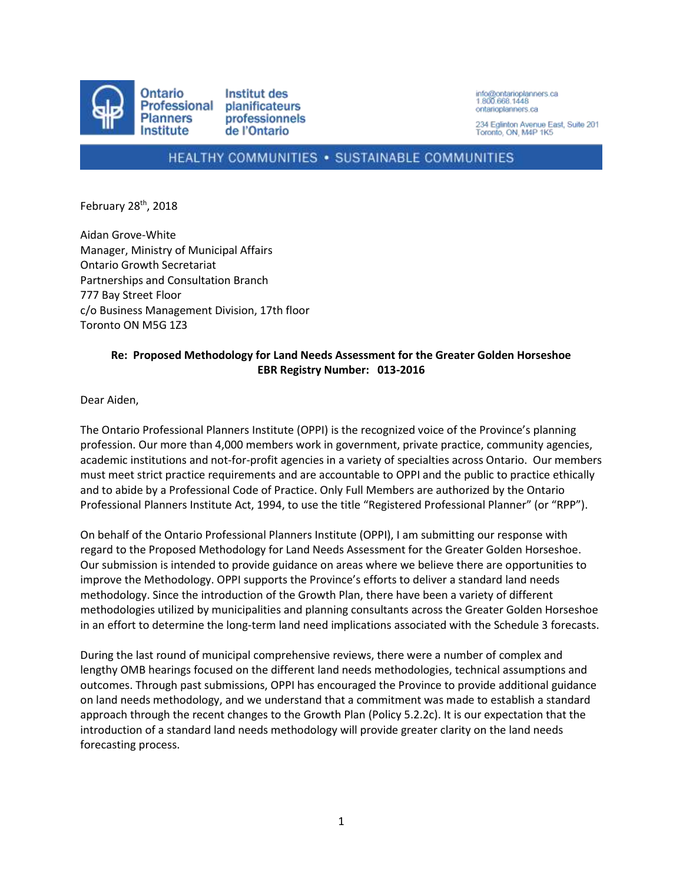Ontario Professional Planners Institute | Institut des planificateurs professionnels de l'Ontario

info@ontarioplanners.ca
1.800.668.1448
ontarioplanners.ca

234 Eglinton Avenue East, Suite 201
Toronto, ON, M4P 1K5

HEALTHY COMMUNITIES • SUSTAINABLE COMMUNITIES

February 28th, 2018

Aidan Grove-White
Manager, Ministry of Municipal Affairs
Ontario Growth Secretariat
Partnerships and Consultation Branch
777 Bay Street Floor
c/o Business Management Division, 17th floor
Toronto ON M5G 1Z3

**Re: Proposed Methodology for Land Needs Assessment for the Greater Golden Horseshoe**
**EBR Registry Number: 013-2016**

Dear Aiden,

The Ontario Professional Planners Institute (OPPI) is the recognized voice of the Province's planning profession. Our more than 4,000 members work in government, private practice, community agencies, academic institutions and not-for-profit agencies in a variety of specialties across Ontario. Our members must meet strict practice requirements and are accountable to OPPI and the public to practice ethically and to abide by a Professional Code of Practice. Only Full Members are authorized by the Ontario Professional Planners Institute Act, 1994, to use the title "Registered Professional Planner" (or "RPP").

On behalf of the Ontario Professional Planners Institute (OPPI), I am submitting our response with regard to the Proposed Methodology for Land Needs Assessment for the Greater Golden Horseshoe. Our submission is intended to provide guidance on areas where we believe there are opportunities to improve the Methodology. OPPI supports the Province's efforts to deliver a standard land needs methodology. Since the introduction of the Growth Plan, there have been a variety of different methodologies utilized by municipalities and planning consultants across the Greater Golden Horseshoe in an effort to determine the long-term land need implications associated with the Schedule 3 forecasts.

During the last round of municipal comprehensive reviews, there were a number of complex and lengthy OMB hearings focused on the different land needs methodologies, technical assumptions and outcomes. Through past submissions, OPPI has encouraged the Province to provide additional guidance on land needs methodology, and we understand that a commitment was made to establish a standard approach through the recent changes to the Growth Plan (Policy 5.2.2c). It is our expectation that the introduction of a standard land needs methodology will provide greater clarity on the land needs forecasting process.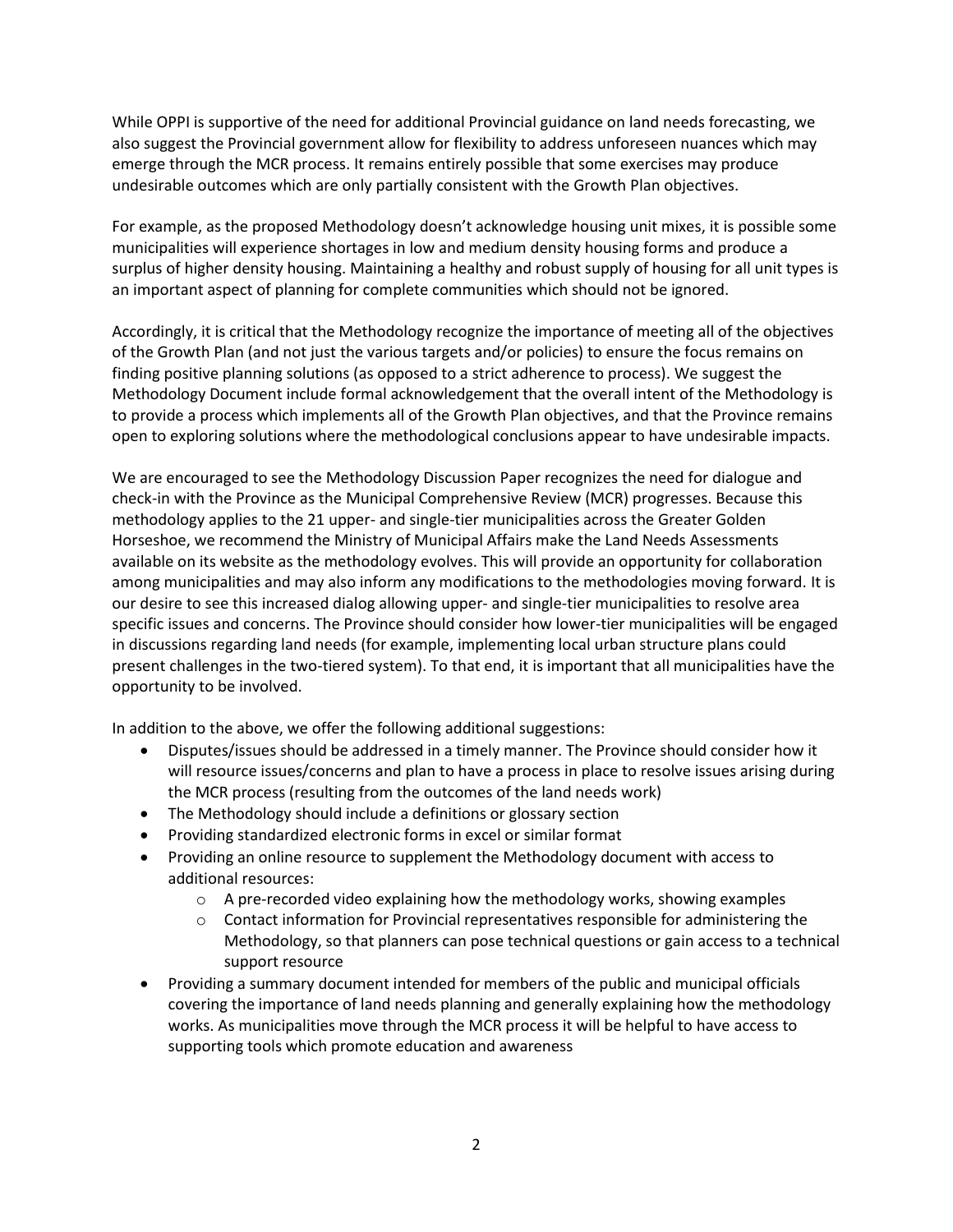While OPPI is supportive of the need for additional Provincial guidance on land needs forecasting, we also suggest the Provincial government allow for flexibility to address unforeseen nuances which may emerge through the MCR process. It remains entirely possible that some exercises may produce undesirable outcomes which are only partially consistent with the Growth Plan objectives.

For example, as the proposed Methodology doesn't acknowledge housing unit mixes, it is possible some municipalities will experience shortages in low and medium density housing forms and produce a surplus of higher density housing. Maintaining a healthy and robust supply of housing for all unit types is an important aspect of planning for complete communities which should not be ignored.

Accordingly, it is critical that the Methodology recognize the importance of meeting all of the objectives of the Growth Plan (and not just the various targets and/or policies) to ensure the focus remains on finding positive planning solutions (as opposed to a strict adherence to process). We suggest the Methodology Document include formal acknowledgement that the overall intent of the Methodology is to provide a process which implements all of the Growth Plan objectives, and that the Province remains open to exploring solutions where the methodological conclusions appear to have undesirable impacts.

We are encouraged to see the Methodology Discussion Paper recognizes the need for dialogue and check-in with the Province as the Municipal Comprehensive Review (MCR) progresses. Because this methodology applies to the 21 upper- and single-tier municipalities across the Greater Golden Horseshoe, we recommend the Ministry of Municipal Affairs make the Land Needs Assessments available on its website as the methodology evolves. This will provide an opportunity for collaboration among municipalities and may also inform any modifications to the methodologies moving forward. It is our desire to see this increased dialog allowing upper- and single-tier municipalities to resolve area specific issues and concerns. The Province should consider how lower-tier municipalities will be engaged in discussions regarding land needs (for example, implementing local urban structure plans could present challenges in the two-tiered system). To that end, it is important that all municipalities have the opportunity to be involved.

In addition to the above, we offer the following additional suggestions:

- Disputes/issues should be addressed in a timely manner. The Province should consider how it will resource issues/concerns and plan to have a process in place to resolve issues arising during the MCR process (resulting from the outcomes of the land needs work)
- The Methodology should include a definitions or glossary section
- Providing standardized electronic forms in excel or similar format
- Providing an online resource to supplement the Methodology document with access to additional resources:
  - A pre-recorded video explaining how the methodology works, showing examples
  - Contact information for Provincial representatives responsible for administering the Methodology, so that planners can pose technical questions or gain access to a technical support resource
- Providing a summary document intended for members of the public and municipal officials covering the importance of land needs planning and generally explaining how the methodology works. As municipalities move through the MCR process it will be helpful to have access to supporting tools which promote education and awareness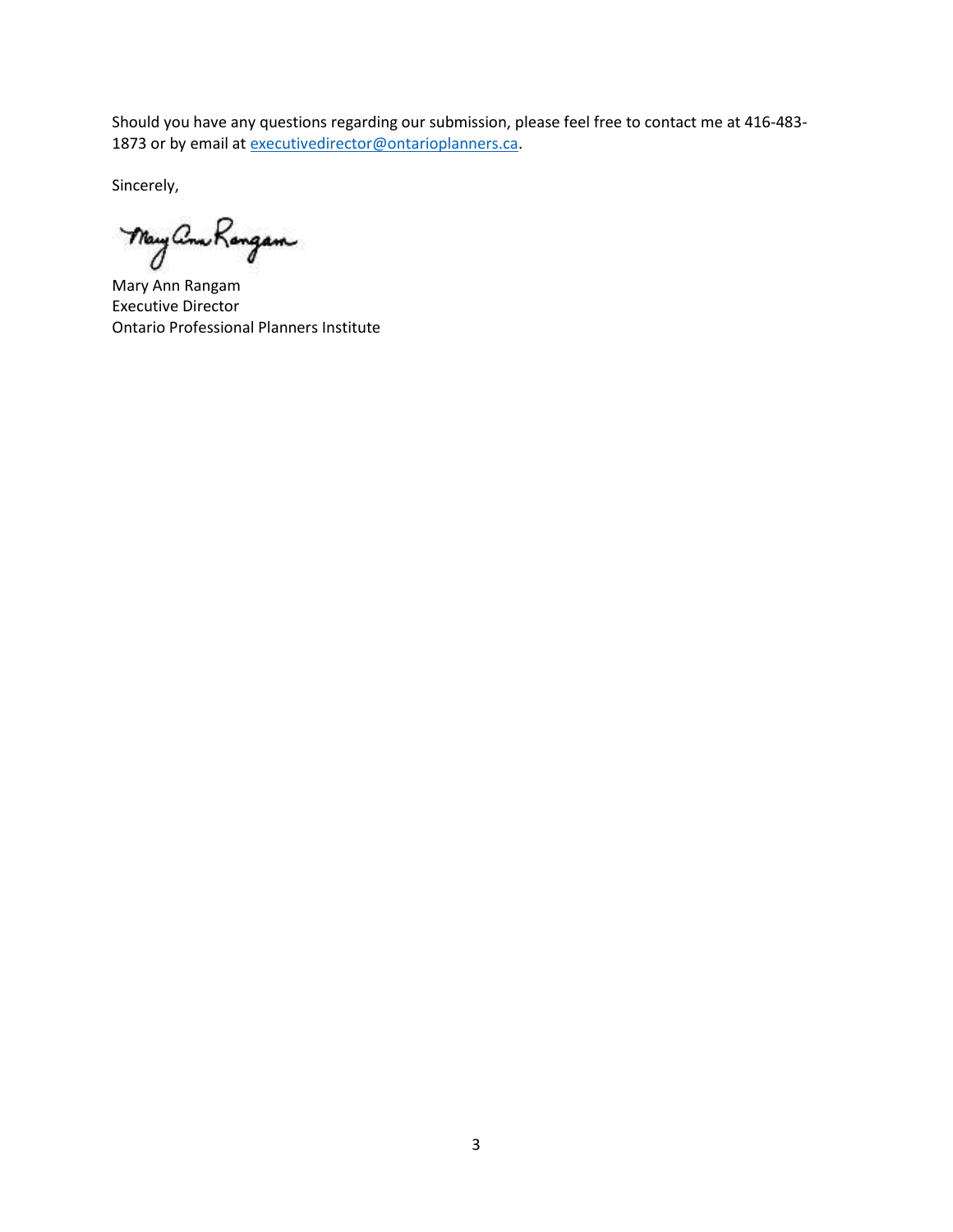Should you have any questions regarding our submission, please feel free to contact me at 416-483-1873 or by email at executivedirector@ontarioplanners.ca.

Sincerely,

Mary Ann Rangam
Executive Director
Ontario Professional Planners Institute